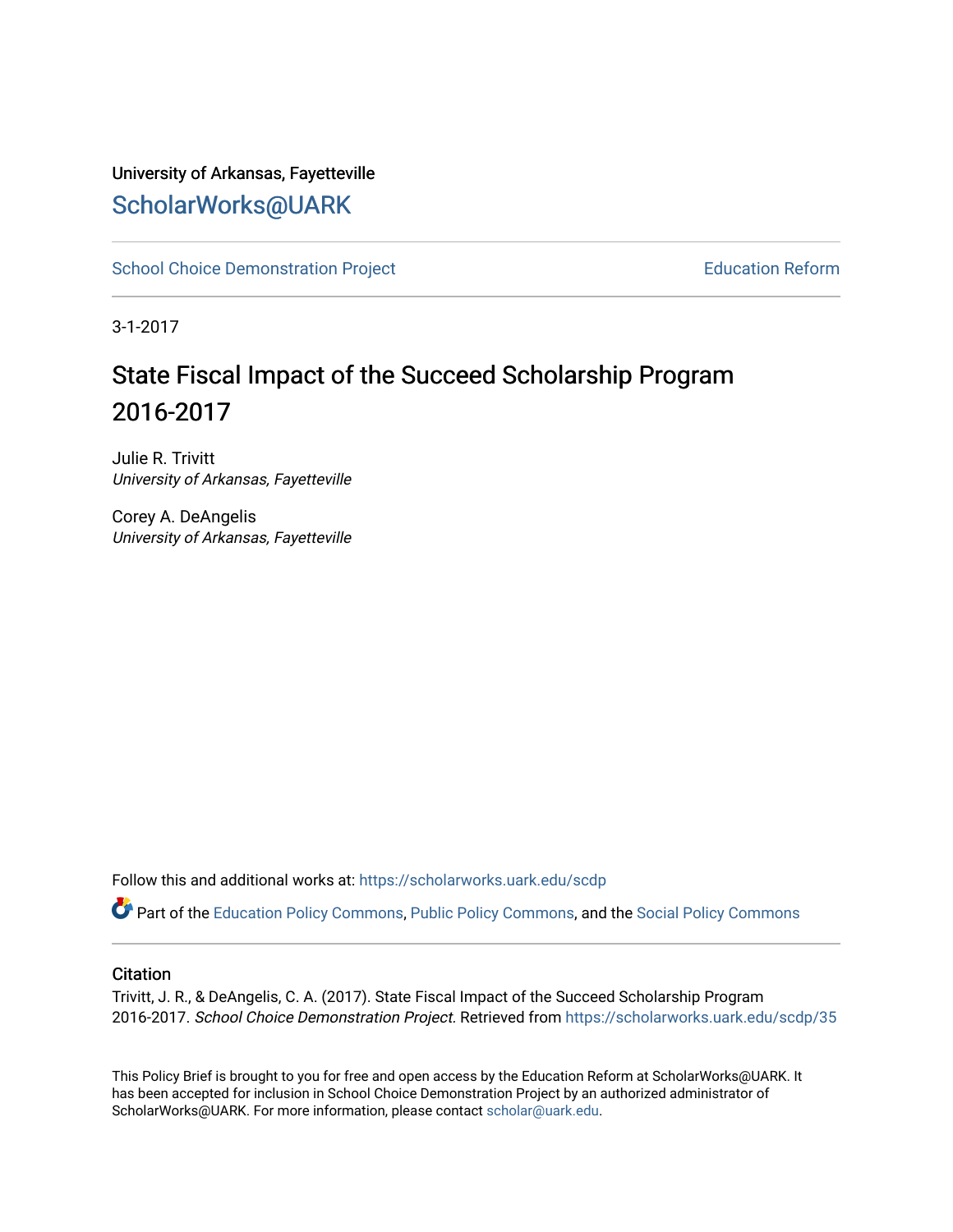University of Arkansas, Fayetteville

ScholarWorks@UARK

School Choice Demonstration Project

Education Reform

3-1-2017

# State Fiscal Impact of the Succeed Scholarship Program 2016-2017

Julie R. Trivitt
*University of Arkansas, Fayetteville*

Corey A. DeAngelis
*University of Arkansas, Fayetteville*

Follow this and additional works at: https://scholarworks.uark.edu/scdp

Part of the Education Policy Commons, Public Policy Commons, and the Social Policy Commons

## Citation

Trivitt, J. R., & DeAngelis, C. A. (2017). State Fiscal Impact of the Succeed Scholarship Program 2016-2017. *School Choice Demonstration Project*. Retrieved from https://scholarworks.uark.edu/scdp/35

This Policy Brief is brought to you for free and open access by the Education Reform at ScholarWorks@UARK. It has been accepted for inclusion in School Choice Demonstration Project by an authorized administrator of ScholarWorks@UARK. For more information, please contact scholar@uark.edu.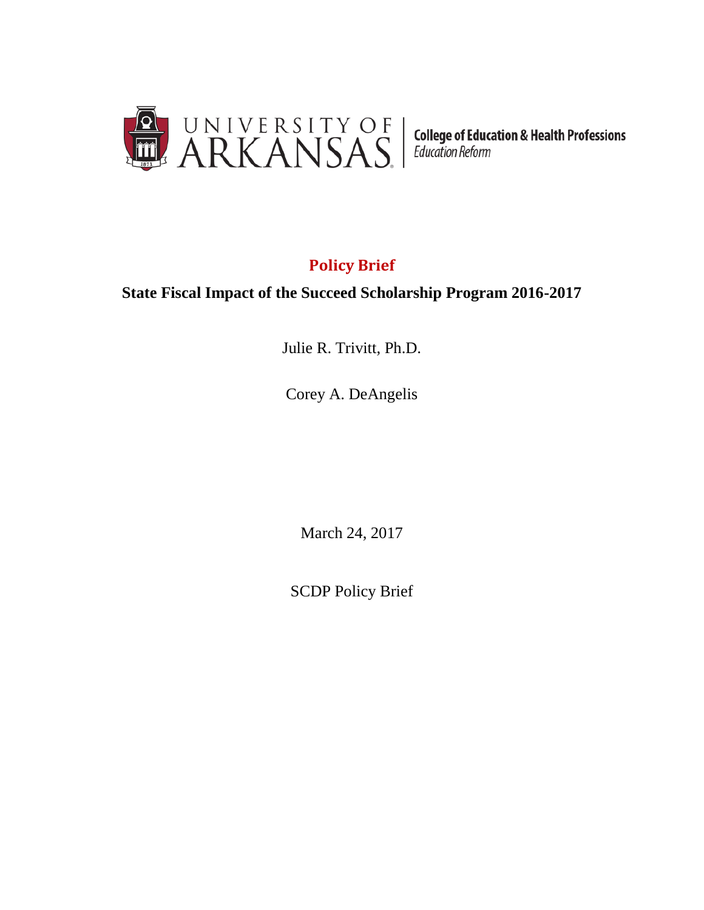UNIVERSITY OF ARKANSAS | College of Education & Health Professions
Education Reform

# Policy Brief

## State Fiscal Impact of the Succeed Scholarship Program 2016-2017

Julie R. Trivitt, Ph.D.

Corey A. DeAngelis

March 24, 2017

SCDP Policy Brief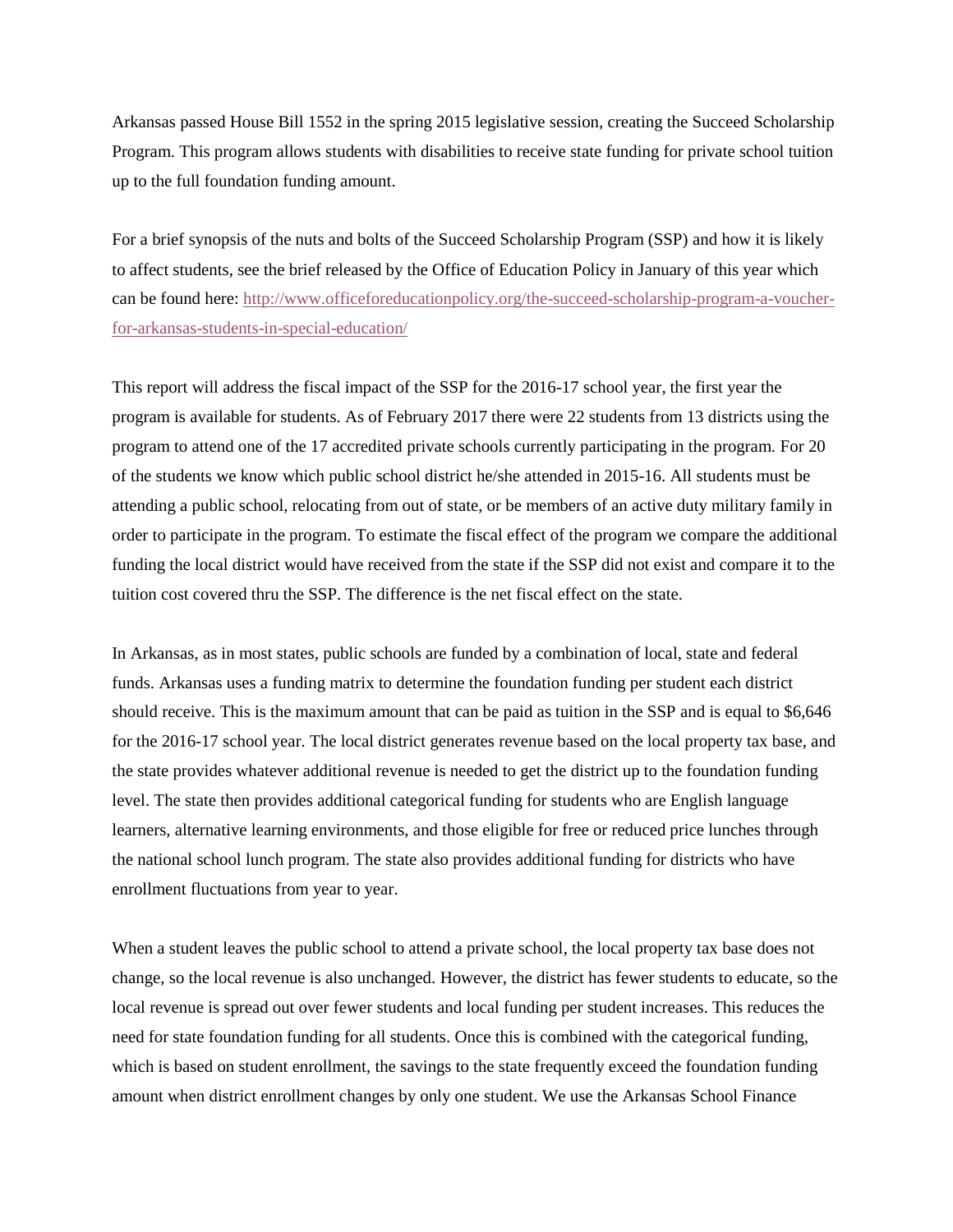Arkansas passed House Bill 1552 in the spring 2015 legislative session, creating the Succeed Scholarship Program. This program allows students with disabilities to receive state funding for private school tuition up to the full foundation funding amount.

For a brief synopsis of the nuts and bolts of the Succeed Scholarship Program (SSP) and how it is likely to affect students, see the brief released by the Office of Education Policy in January of this year which can be found here: [http://www.officeforeducationpolicy.org/the-succeed-scholarship-program-a-voucher-for-arkansas-students-in-special-education/](http://www.officeforeducationpolicy.org/the-succeed-scholarship-program-a-voucher-for-arkansas-students-in-special-education/)

This report will address the fiscal impact of the SSP for the 2016-17 school year, the first year the program is available for students. As of February 2017 there were 22 students from 13 districts using the program to attend one of the 17 accredited private schools currently participating in the program. For 20 of the students we know which public school district he/she attended in 2015-16. All students must be attending a public school, relocating from out of state, or be members of an active duty military family in order to participate in the program. To estimate the fiscal effect of the program we compare the additional funding the local district would have received from the state if the SSP did not exist and compare it to the tuition cost covered thru the SSP. The difference is the net fiscal effect on the state.

In Arkansas, as in most states, public schools are funded by a combination of local, state and federal funds. Arkansas uses a funding matrix to determine the foundation funding per student each district should receive. This is the maximum amount that can be paid as tuition in the SSP and is equal to $6,646 for the 2016-17 school year. The local district generates revenue based on the local property tax base, and the state provides whatever additional revenue is needed to get the district up to the foundation funding level. The state then provides additional categorical funding for students who are English language learners, alternative learning environments, and those eligible for free or reduced price lunches through the national school lunch program. The state also provides additional funding for districts who have enrollment fluctuations from year to year.

When a student leaves the public school to attend a private school, the local property tax base does not change, so the local revenue is also unchanged. However, the district has fewer students to educate, so the local revenue is spread out over fewer students and local funding per student increases. This reduces the need for state foundation funding for all students. Once this is combined with the categorical funding, which is based on student enrollment, the savings to the state frequently exceed the foundation funding amount when district enrollment changes by only one student. We use the Arkansas School Finance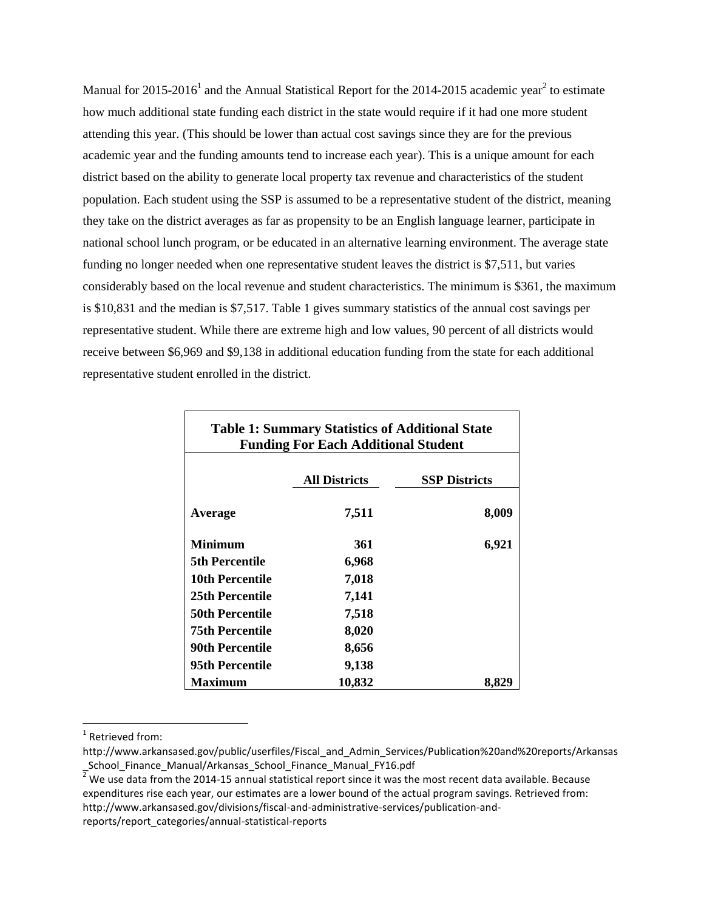Manual for 2015-2016[1] and the Annual Statistical Report for the 2014-2015 academic year[2] to estimate how much additional state funding each district in the state would require if it had one more student attending this year. (This should be lower than actual cost savings since they are for the previous academic year and the funding amounts tend to increase each year). This is a unique amount for each district based on the ability to generate local property tax revenue and characteristics of the student population. Each student using the SSP is assumed to be a representative student of the district, meaning they take on the district averages as far as propensity to be an English language learner, participate in national school lunch program, or be educated in an alternative learning environment. The average state funding no longer needed when one representative student leaves the district is $7,511, but varies considerably based on the local revenue and student characteristics. The minimum is $361, the maximum is $10,831 and the median is $7,517. Table 1 gives summary statistics of the annual cost savings per representative student. While there are extreme high and low values, 90 percent of all districts would receive between $6,969 and $9,138 in additional education funding from the state for each additional representative student enrolled in the district.

**Table 1: Summary Statistics of Additional State Funding For Each Additional Student**

| | All Districts | SSP Districts |
|---|---|---|
| **Average** | **7,511** | **8,009** |
| **Minimum** | **361** | **6,921** |
| **5th Percentile** | **6,968** | |
| **10th Percentile** | **7,018** | |
| **25th Percentile** | **7,141** | |
| **50th Percentile** | **7,518** | |
| **75th Percentile** | **8,020** | |
| **90th Percentile** | **8,656** | |
| **95th Percentile** | **9,138** | |
| **Maximum** | **10,832** | **8,829** |

[1] Retrieved from: http://www.arkansased.gov/public/userfiles/Fiscal_and_Admin_Services/Publication%20and%20reports/Arkansas_School_Finance_Manual/Arkansas_School_Finance_Manual_FY16.pdf

[2] We use data from the 2014-15 annual statistical report since it was the most recent data available. Because expenditures rise each year, our estimates are a lower bound of the actual program savings. Retrieved from: http://www.arkansased.gov/divisions/fiscal-and-administrative-services/publication-and-reports/report_categories/annual-statistical-reports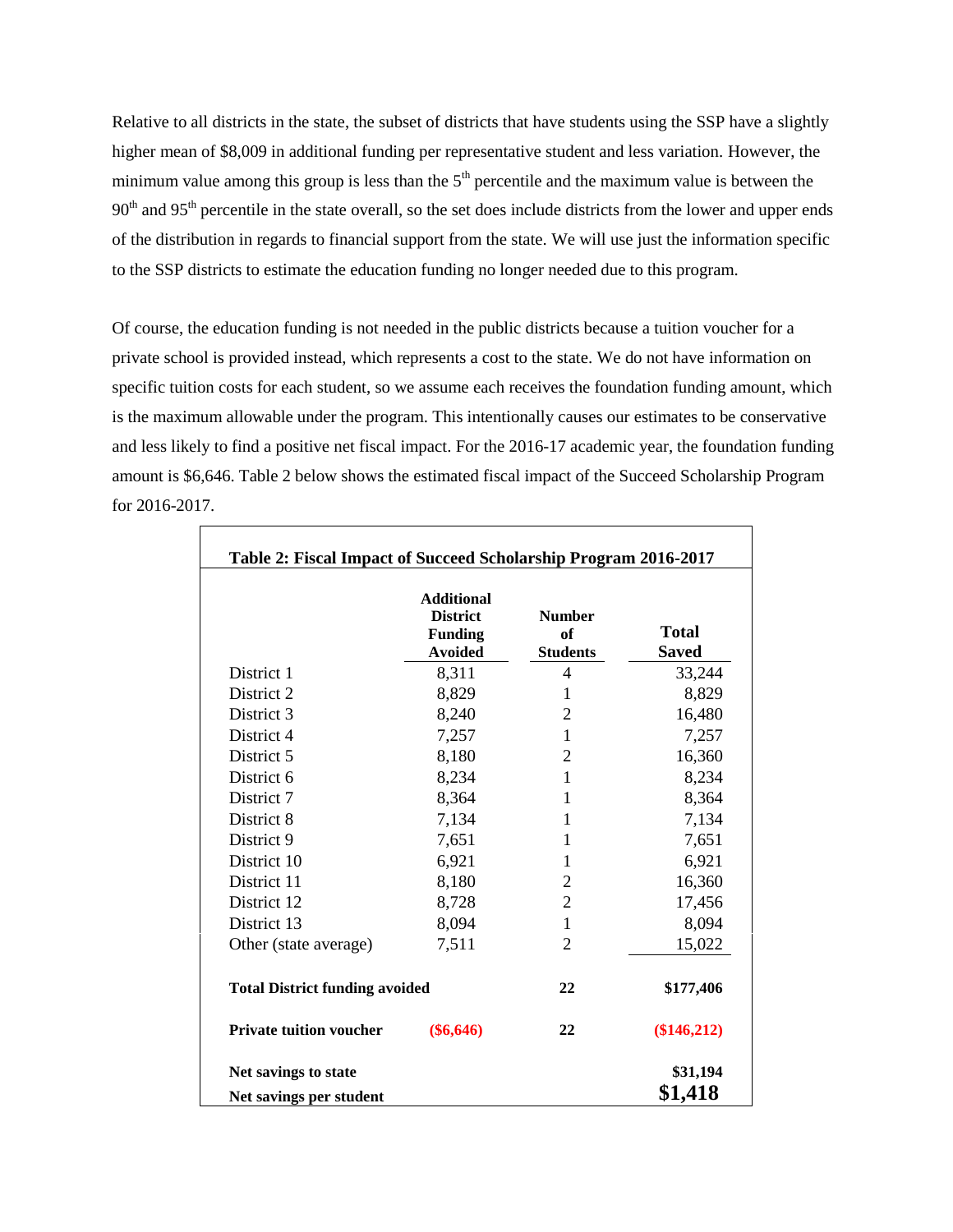Relative to all districts in the state, the subset of districts that have students using the SSP have a slightly higher mean of $8,009 in additional funding per representative student and less variation. However, the minimum value among this group is less than the 5th percentile and the maximum value is between the 90th and 95th percentile in the state overall, so the set does include districts from the lower and upper ends of the distribution in regards to financial support from the state. We will use just the information specific to the SSP districts to estimate the education funding no longer needed due to this program.

Of course, the education funding is not needed in the public districts because a tuition voucher for a private school is provided instead, which represents a cost to the state. We do not have information on specific tuition costs for each student, so we assume each receives the foundation funding amount, which is the maximum allowable under the program. This intentionally causes our estimates to be conservative and less likely to find a positive net fiscal impact. For the 2016-17 academic year, the foundation funding amount is $6,646. Table 2 below shows the estimated fiscal impact of the Succeed Scholarship Program for 2016-2017.

**Table 2: Fiscal Impact of Succeed Scholarship Program 2016-2017**

| | Additional District Funding Avoided | Number of Students | Total Saved |
|---|---|---|---|
| District 1 | 8,311 | 4 | 33,244 |
| District 2 | 8,829 | 1 | 8,829 |
| District 3 | 8,240 | 2 | 16,480 |
| District 4 | 7,257 | 1 | 7,257 |
| District 5 | 8,180 | 2 | 16,360 |
| District 6 | 8,234 | 1 | 8,234 |
| District 7 | 8,364 | 1 | 8,364 |
| District 8 | 7,134 | 1 | 7,134 |
| District 9 | 7,651 | 1 | 7,651 |
| District 10 | 6,921 | 1 | 6,921 |
| District 11 | 8,180 | 2 | 16,360 |
| District 12 | 8,728 | 2 | 17,456 |
| District 13 | 8,094 | 1 | 8,094 |
| Other (state average) | 7,511 | 2 | 15,022 |
| **Total District funding avoided** | | **22** | **$177,406** |
| **Private tuition voucher** | **($6,646)** | **22** | **($146,212)** |
| **Net savings to state** | | | **$31,194** |
| **Net savings per student** | | | **$1,418** |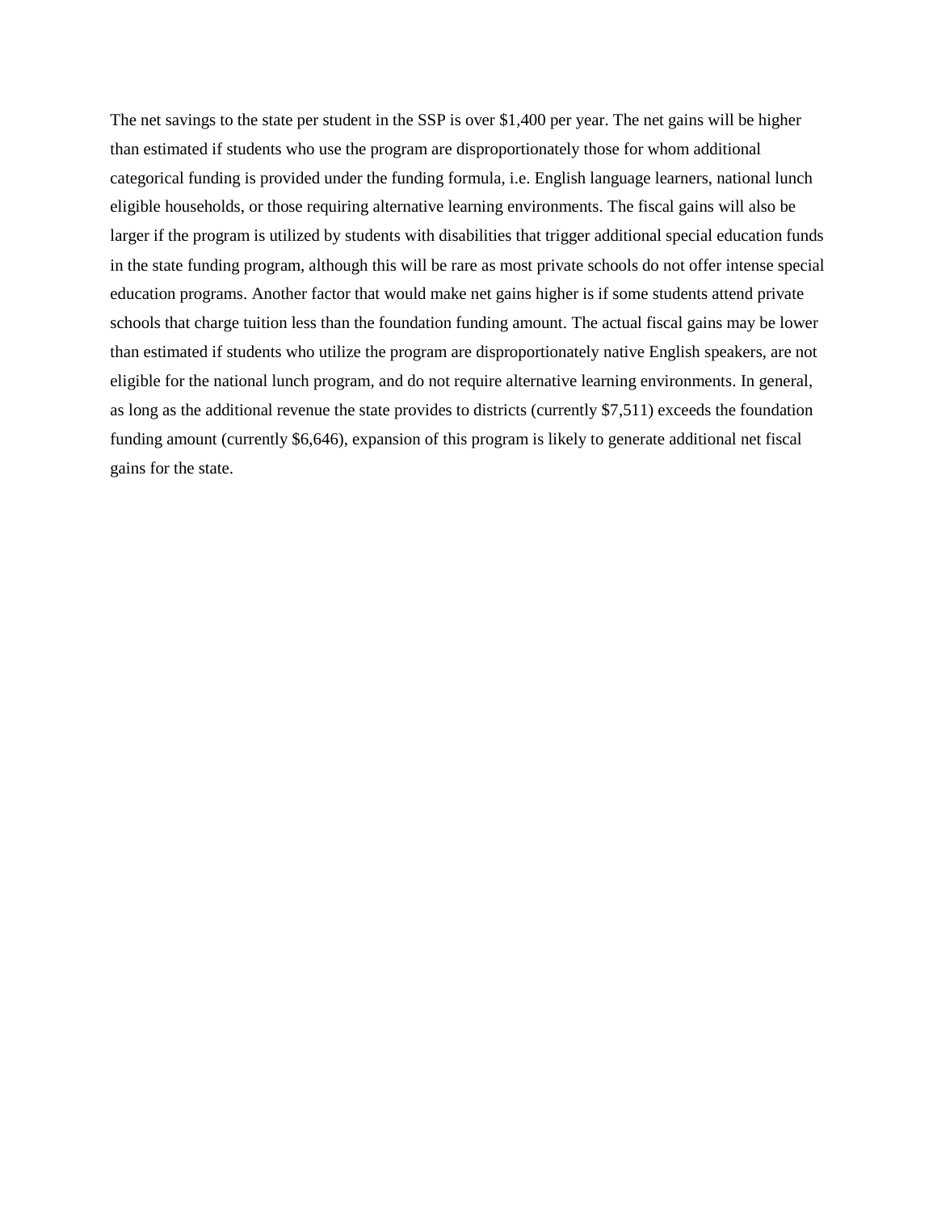The net savings to the state per student in the SSP is over $1,400 per year. The net gains will be higher than estimated if students who use the program are disproportionately those for whom additional categorical funding is provided under the funding formula, i.e. English language learners, national lunch eligible households, or those requiring alternative learning environments. The fiscal gains will also be larger if the program is utilized by students with disabilities that trigger additional special education funds in the state funding program, although this will be rare as most private schools do not offer intense special education programs. Another factor that would make net gains higher is if some students attend private schools that charge tuition less than the foundation funding amount. The actual fiscal gains may be lower than estimated if students who utilize the program are disproportionately native English speakers, are not eligible for the national lunch program, and do not require alternative learning environments. In general, as long as the additional revenue the state provides to districts (currently $7,511) exceeds the foundation funding amount (currently $6,646), expansion of this program is likely to generate additional net fiscal gains for the state.